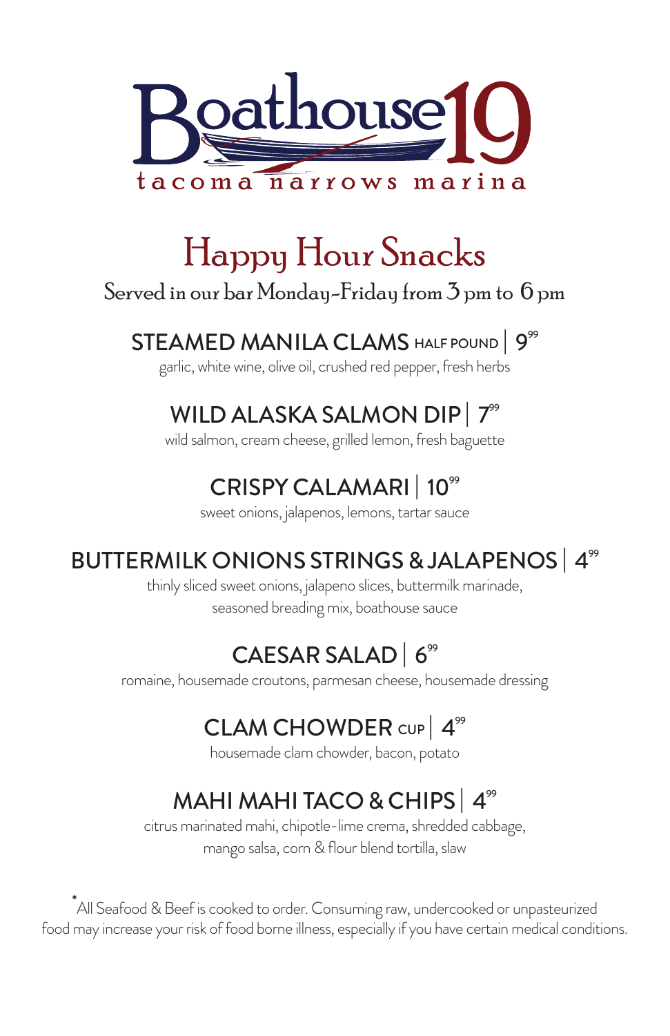# Boathouse 19

tacoma narrows marina

## Happy Hour Snacks

Served in our bar Monday-Friday from 3 pm to 6 pm

### STEAMED MANILA CLAMS HALF POUND | 9.99

garlic, white wine, olive oil, crushed red pepper, fresh herbs

### WILD ALASKA SALMON DIP | 7.99

wild salmon, cream cheese, grilled lemon, fresh baguette

### CRISPY CALAMARI | 10.99

sweet onions, jalapenos, lemons, tartar sauce

### BUTTERMILK ONIONS STRINGS & JALAPENOS | 4.99

thinly sliced sweet onions, jalapeno slices, buttermilk marinade, seasoned breading mix, boathouse sauce

### CAESAR SALAD | 6.99

romaine, housemade croutons, parmesan cheese, housemade dressing

### CLAM CHOWDER CUP | 4.99

housemade clam chowder, bacon, potato

### MAHI MAHI TACO & CHIPS | 4.99

citrus marinated mahi, chipotle-lime crema, shredded cabbage, mango salsa, corn & flour blend tortilla, slaw

*All Seafood & Beef is cooked to order. Consuming raw, undercooked or unpasteurized food may increase your risk of food borne illness, especially if you have certain medical conditions.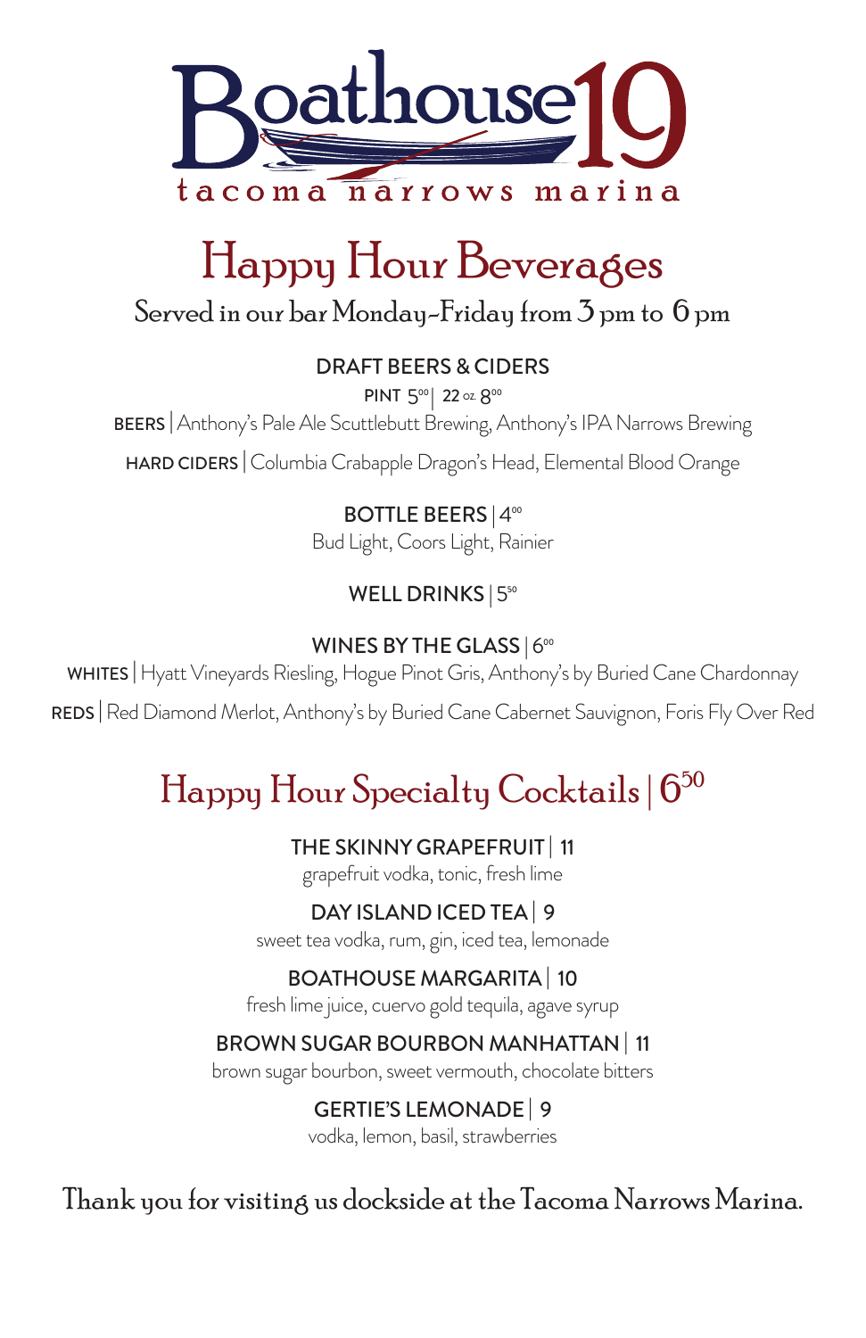# Boathouse 19

tacoma narrows marina

## Happy Hour Beverages

Served in our bar Monday–Friday from 3 pm to 6 pm

### DRAFT BEERS & CIDERS

PINT 5⁰⁰ | 22 oz. 8⁰⁰

BEERS | Anthony's Pale Ale Scuttlebutt Brewing, Anthony's IPA Narrows Brewing

HARD CIDERS | Columbia Crabapple Dragon's Head, Elemental Blood Orange

### BOTTLE BEERS | 4⁰⁰

Bud Light, Coors Light, Rainier

### WELL DRINKS | 5⁵⁰

### WINES BY THE GLASS | 6⁰⁰

WHITES | Hyatt Vineyards Riesling, Hogue Pinot Gris, Anthony's by Buried Cane Chardonnay

REDS | Red Diamond Merlot, Anthony's by Buried Cane Cabernet Sauvignon, Foris Fly Over Red

## Happy Hour Specialty Cocktails | 6⁵⁰

**THE SKINNY GRAPEFRUIT | 11**
grapefruit vodka, tonic, fresh lime

**DAY ISLAND ICED TEA | 9**
sweet tea vodka, rum, gin, iced tea, lemonade

**BOATHOUSE MARGARITA | 10**
fresh lime juice, cuervo gold tequila, agave syrup

**BROWN SUGAR BOURBON MANHATTAN | 11**
brown sugar bourbon, sweet vermouth, chocolate bitters

**GERTIE'S LEMONADE | 9**
vodka, lemon, basil, strawberries

Thank you for visiting us dockside at the Tacoma Narrows Marina.